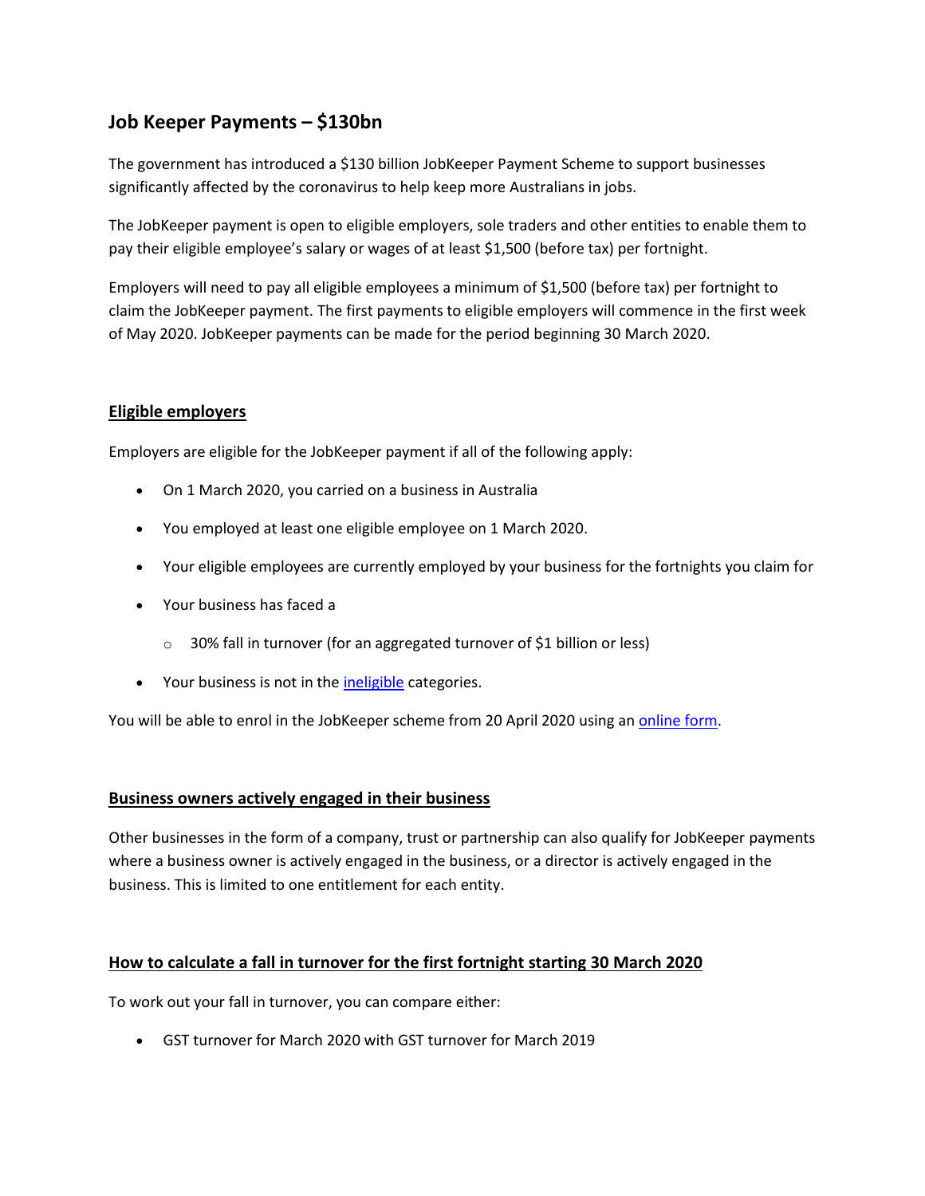# Job Keeper Payments – $130bn

The government has introduced a $130 billion JobKeeper Payment Scheme to support businesses significantly affected by the coronavirus to help keep more Australians in jobs.

The JobKeeper payment is open to eligible employers, sole traders and other entities to enable them to pay their eligible employee's salary or wages of at least $1,500 (before tax) per fortnight.

Employers will need to pay all eligible employees a minimum of $1,500 (before tax) per fortnight to claim the JobKeeper payment. The first payments to eligible employers will commence in the first week of May 2020. JobKeeper payments can be made for the period beginning 30 March 2020.

## Eligible employers

Employers are eligible for the JobKeeper payment if all of the following apply:

- On 1 March 2020, you carried on a business in Australia
- You employed at least one eligible employee on 1 March 2020.
- Your eligible employees are currently employed by your business for the fortnights you claim for
- Your business has faced a
  - 30% fall in turnover (for an aggregated turnover of $1 billion or less)
- Your business is not in the ineligible categories.

You will be able to enrol in the JobKeeper scheme from 20 April 2020 using an online form.

## Business owners actively engaged in their business

Other businesses in the form of a company, trust or partnership can also qualify for JobKeeper payments where a business owner is actively engaged in the business, or a director is actively engaged in the business. This is limited to one entitlement for each entity.

## How to calculate a fall in turnover for the first fortnight starting 30 March 2020

To work out your fall in turnover, you can compare either:

- GST turnover for March 2020 with GST turnover for March 2019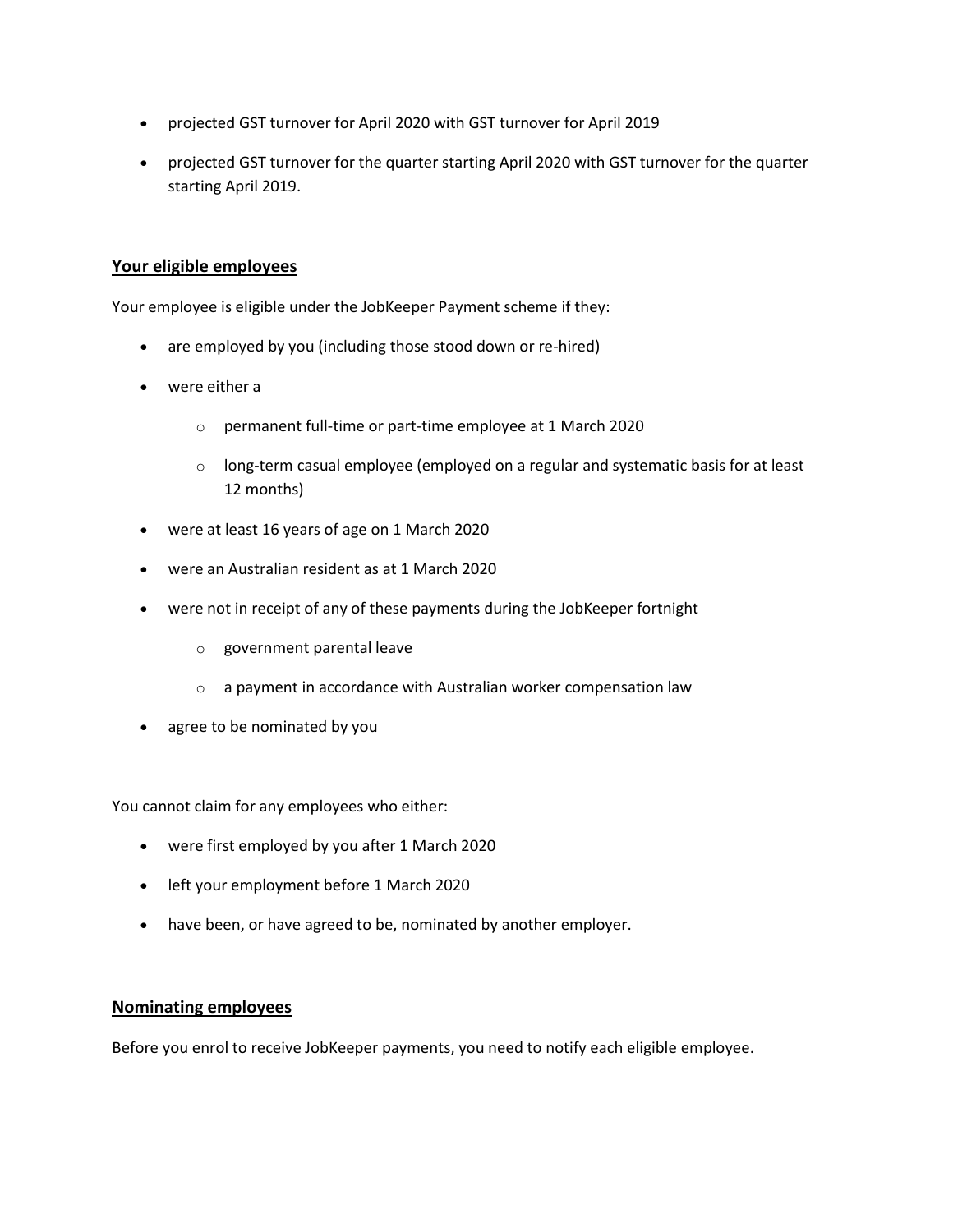- projected GST turnover for April 2020 with GST turnover for April 2019
- projected GST turnover for the quarter starting April 2020 with GST turnover for the quarter starting April 2019.

## Your eligible employees

Your employee is eligible under the JobKeeper Payment scheme if they:

- are employed by you (including those stood down or re-hired)
- were either a
  - permanent full-time or part-time employee at 1 March 2020
  - long-term casual employee (employed on a regular and systematic basis for at least 12 months)
- were at least 16 years of age on 1 March 2020
- were an Australian resident as at 1 March 2020
- were not in receipt of any of these payments during the JobKeeper fortnight
  - government parental leave
  - a payment in accordance with Australian worker compensation law
- agree to be nominated by you

You cannot claim for any employees who either:

- were first employed by you after 1 March 2020
- left your employment before 1 March 2020
- have been, or have agreed to be, nominated by another employer.

## Nominating employees

Before you enrol to receive JobKeeper payments, you need to notify each eligible employee.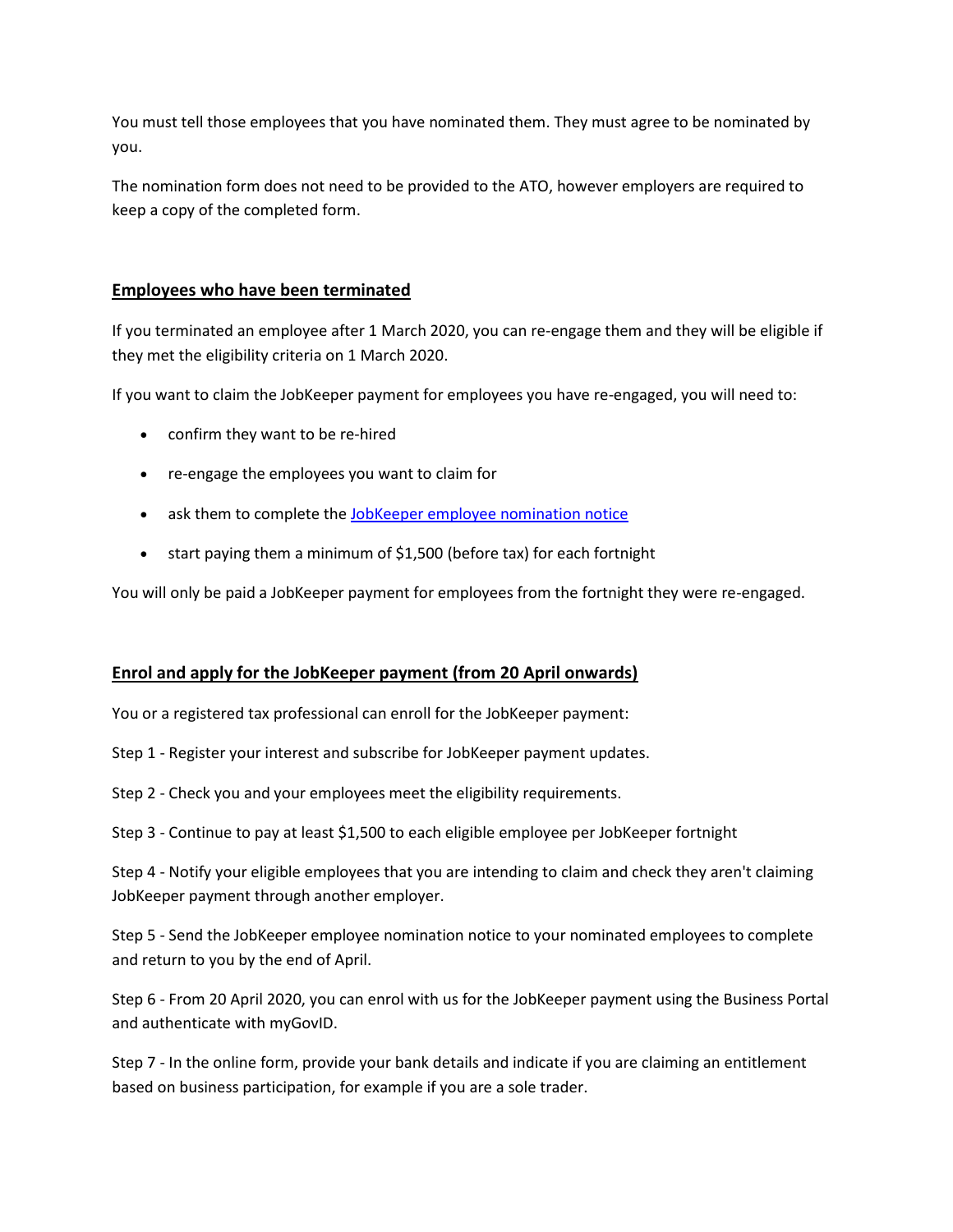You must tell those employees that you have nominated them. They must agree to be nominated by you.

The nomination form does not need to be provided to the ATO, however employers are required to keep a copy of the completed form.

## **Employees who have been terminated**

If you terminated an employee after 1 March 2020, you can re-engage them and they will be eligible if they met the eligibility criteria on 1 March 2020.

If you want to claim the JobKeeper payment for employees you have re-engaged, you will need to:

- confirm they want to be re-hired
- re-engage the employees you want to claim for
- ask them to complete the JobKeeper employee nomination notice
- start paying them a minimum of $1,500 (before tax) for each fortnight

You will only be paid a JobKeeper payment for employees from the fortnight they were re-engaged.

## **Enrol and apply for the JobKeeper payment (from 20 April onwards)**

You or a registered tax professional can enroll for the JobKeeper payment:

Step 1 - Register your interest and subscribe for JobKeeper payment updates.

Step 2 - Check you and your employees meet the eligibility requirements.

Step 3 - Continue to pay at least $1,500 to each eligible employee per JobKeeper fortnight

Step 4 - Notify your eligible employees that you are intending to claim and check they aren't claiming JobKeeper payment through another employer.

Step 5 - Send the JobKeeper employee nomination notice to your nominated employees to complete and return to you by the end of April.

Step 6 - From 20 April 2020, you can enrol with us for the JobKeeper payment using the Business Portal and authenticate with myGovID.

Step 7 - In the online form, provide your bank details and indicate if you are claiming an entitlement based on business participation, for example if you are a sole trader.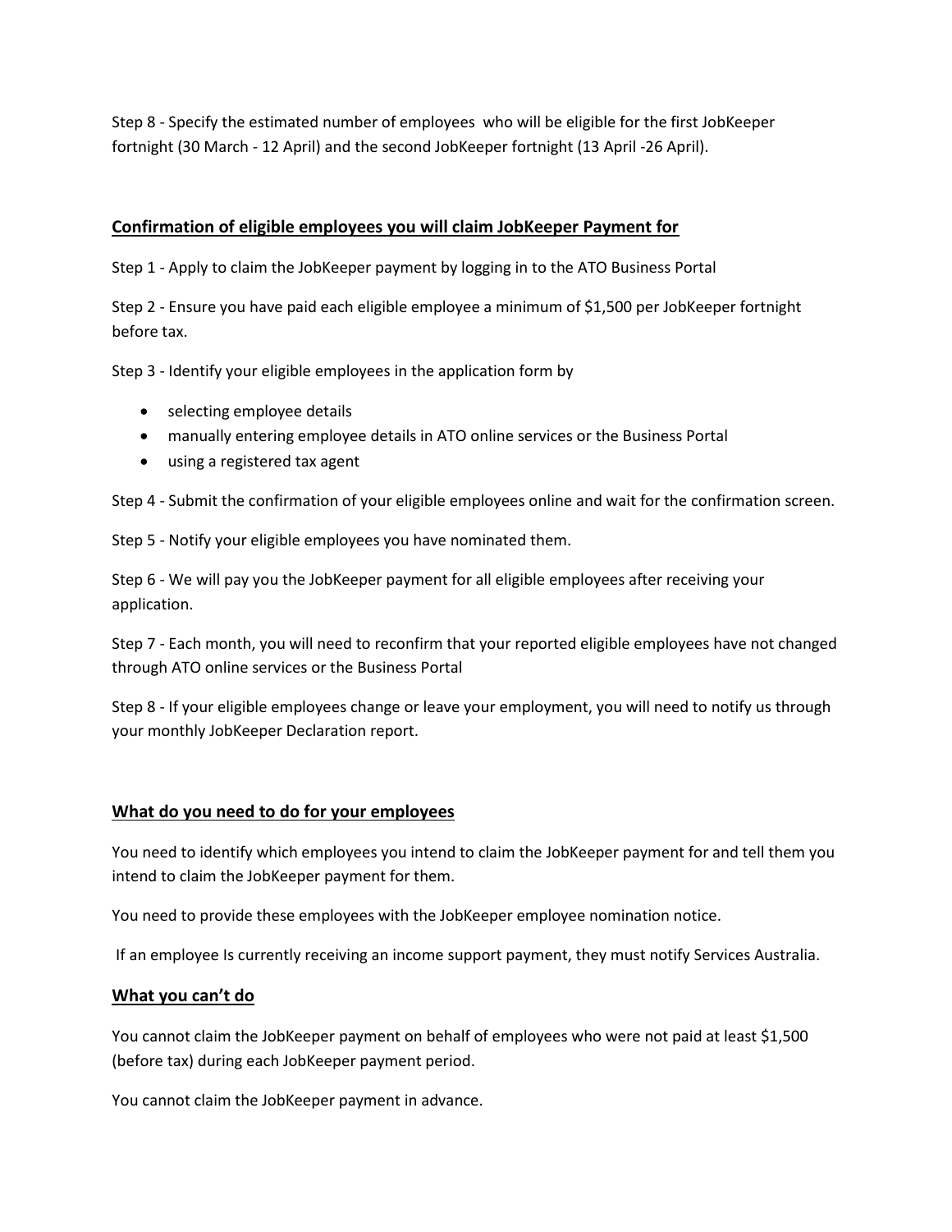Step 8 - Specify the estimated number of employees who will be eligible for the first JobKeeper fortnight (30 March - 12 April) and the second JobKeeper fortnight (13 April -26 April).

## **Confirmation of eligible employees you will claim JobKeeper Payment for**

Step 1 - Apply to claim the JobKeeper payment by logging in to the ATO Business Portal

Step 2 - Ensure you have paid each eligible employee a minimum of $1,500 per JobKeeper fortnight before tax.

Step 3 - Identify your eligible employees in the application form by

- selecting employee details
- manually entering employee details in ATO online services or the Business Portal
- using a registered tax agent

Step 4 - Submit the confirmation of your eligible employees online and wait for the confirmation screen.

Step 5 - Notify your eligible employees you have nominated them.

Step 6 - We will pay you the JobKeeper payment for all eligible employees after receiving your application.

Step 7 - Each month, you will need to reconfirm that your reported eligible employees have not changed through ATO online services or the Business Portal

Step 8 - If your eligible employees change or leave your employment, you will need to notify us through your monthly JobKeeper Declaration report.

## **What do you need to do for your employees**

You need to identify which employees you intend to claim the JobKeeper payment for and tell them you intend to claim the JobKeeper payment for them.

You need to provide these employees with the JobKeeper employee nomination notice.

If an employee Is currently receiving an income support payment, they must notify Services Australia.

## **What you can't do**

You cannot claim the JobKeeper payment on behalf of employees who were not paid at least $1,500 (before tax) during each JobKeeper payment period.

You cannot claim the JobKeeper payment in advance.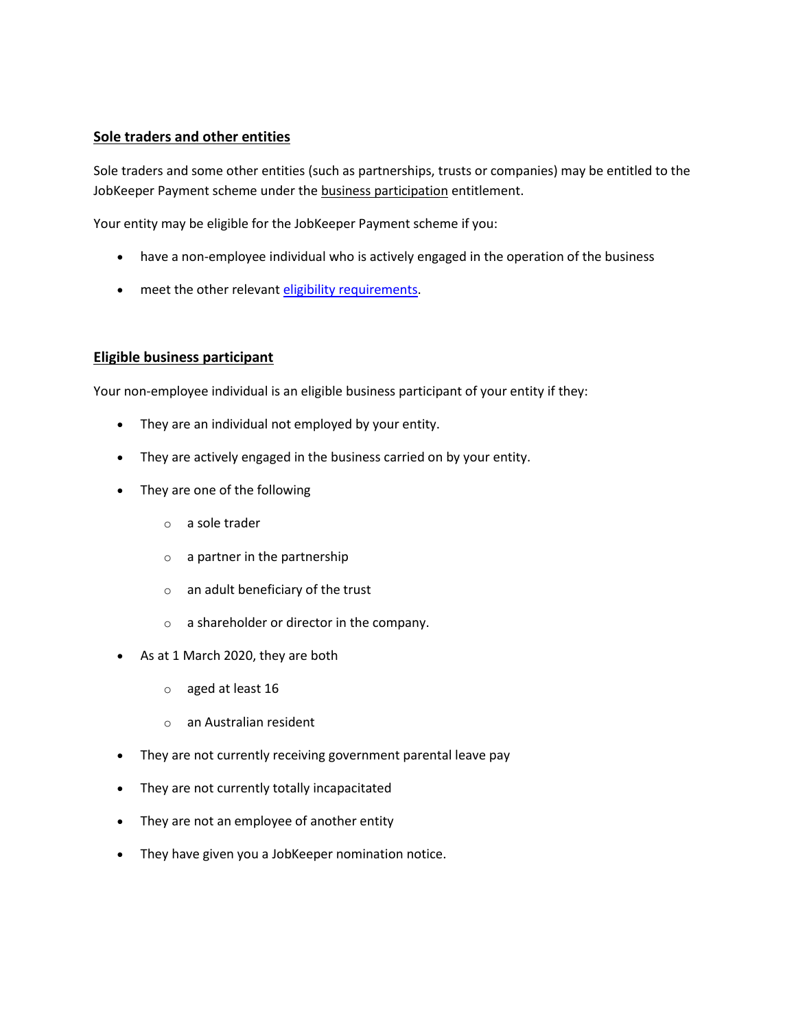## Sole traders and other entities

Sole traders and some other entities (such as partnerships, trusts or companies) may be entitled to the JobKeeper Payment scheme under the business participation entitlement.

Your entity may be eligible for the JobKeeper Payment scheme if you:

- have a non-employee individual who is actively engaged in the operation of the business
- meet the other relevant [eligibility requirements](eligibility requirements).

## Eligible business participant

Your non-employee individual is an eligible business participant of your entity if they:

- They are an individual not employed by your entity.
- They are actively engaged in the business carried on by your entity.
- They are one of the following
  - a sole trader
  - a partner in the partnership
  - an adult beneficiary of the trust
  - a shareholder or director in the company.
- As at 1 March 2020, they are both
  - aged at least 16
  - an Australian resident
- They are not currently receiving government parental leave pay
- They are not currently totally incapacitated
- They are not an employee of another entity
- They have given you a JobKeeper nomination notice.